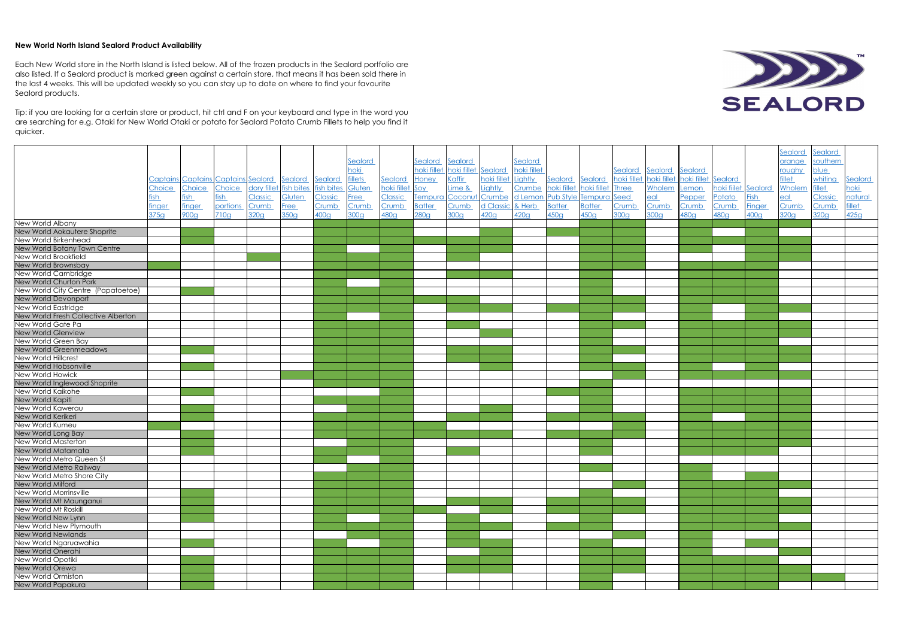# New World North Island Sealord Product Availability

Each New World store in the North Island is listed below. All of the frozen products in the Sealord portfolio are also listed. If a Sealord product is marked green against a certain store, that means it has been sold there in the last 4 weeks. This will be updated weekly so you can stay up to date on where to find your favourite Sealord products.

Tip: if you are looking for a certain store or product, hit ctrl and F on your keyboard and type in the word you are searching for e.g. Otaki for New World Otaki or potato for Sealord Potato Crumb Fillets to help you find it quicker.

SEALORD

(✓ = cell marked green in the original)

| | Captains Choice fish finger 375g | Captains Choice fish finger 900g | Captains Choice fish portions 710g | Sealord dory fillet Classic Crumb 320g | Sealord fish bites Gluten Free 350g | Sealord fish bites Classic Crumb 400g | Sealord hoki fillets Gluten Free Crumb 300g | Sealord hoki fillet Classic Crumb 480g | Sealord hoki fillet Honey Soy Tempura Batter 280g | Sealord hoki fillet Kaffir Lime & Coconut Crumb 300g | Sealord hoki fillet Lightly Crumbed Classic 420g | Sealord hoki fillet Lightly Crumbed Lemon & Herb 420g | Sealord hoki fillet Pub Style Batter 450g | Sealord hoki fillet Tempura Batter 450g | Sealord hoki fillet Three Seed Crumb 300g | Sealord hoki fillet Wholemeal Crumb 300g | Sealord hoki fillet Lemon Pepper Crumb 480g | Sealord hoki fillet Potato Crumb 480g | Sealord Fish Finger 400g | Sealord orange roughy fillet Wholemeal Crumb 320g | Sealord southern blue whiting fillet Classic Crumb 320g | Sealord hoki natural fillet 425g |
|---|---|---|---|---|---|---|---|---|---|---|---|---|---|---|---|---|---|---|---|---|---|---|
| New World Albany | | | | | | ✓ | ✓ | ✓ | | | | | | ✓ | ✓ | | ✓ | | ✓ | ✓ | | |
| New World Aokautere Shoprite | | ✓ | | | | ✓ | ✓ | ✓ | ✓ | | ✓ | | ✓ | ✓ | ✓ | | ✓ | | ✓ | ✓ | | |
| New World Birkenhead | | ✓ | | | | ✓ | ✓ | ✓ | ✓ | ✓ | ✓ | | | ✓ | ✓ | | ✓ | ✓ | ✓ | ✓ | | |
| New World Botany Town Centre | | | | | | ✓ | | ✓ | | ✓ | ✓ | | | ✓ | ✓ | | ✓ | | ✓ | ✓ | | |
| New World Brookfield | | | | ✓ | | ✓ | ✓ | ✓ | | ✓ | | | | ✓ | ✓ | | | | ✓ | ✓ | | |
| New World Brownsbay | ✓ | | | | | ✓ | ✓ | ✓ | | | | | | ✓ | ✓ | | ✓ | ✓ | ✓ | | | |
| New World Cambridge | | | | | | ✓ | ✓ | ✓ | | ✓ | ✓ | | | ✓ | | | ✓ | ✓ | ✓ | | | |
| New World Churton Park | | | | | | ✓ | | ✓ | | | | | | ✓ | | | ✓ | ✓ | ✓ | | | |
| New World City Centre (Papatoetoe) | | ✓ | | | | ✓ | ✓ | ✓ | | | | | | ✓ | | | ✓ | ✓ | ✓ | | | |
| New World Devonport | | | | | | ✓ | ✓ | ✓ | ✓ | ✓ | | | | ✓ | ✓ | | ✓ | ✓ | ✓ | | | |
| New World Eastridge | | | | | | ✓ | ✓ | ✓ | | ✓ | ✓ | | ✓ | ✓ | ✓ | | ✓ | ✓ | ✓ | | | |
| New World Fresh Collective Alberton | | | | | | ✓ | | ✓ | | | | | | ✓ | | | ✓ | | ✓ | ✓ | | |
| New World Gate Pa | | | | | | ✓ | ✓ | ✓ | | ✓ | | | | ✓ | ✓ | | ✓ | ✓ | ✓ | ✓ | | |
| New World Glenview | | | | | | ✓ | ✓ | ✓ | | | ✓ | | | ✓ | | | ✓ | ✓ | ✓ | ✓ | | |
| New World Green Bay | | | | | | ✓ | ✓ | ✓ | | | | | | ✓ | | | ✓ | ✓ | ✓ | | | |
| New World Greenmeadows | | ✓ | | | | ✓ | ✓ | ✓ | | ✓ | ✓ | | | ✓ | ✓ | | ✓ | ✓ | ✓ | ✓ | | |
| New World Hillcrest | | | | | | ✓ | ✓ | ✓ | | ✓ | ✓ | | | ✓ | | | ✓ | ✓ | ✓ | ✓ | | |
| New World Hobsonville | | ✓ | | | | ✓ | ✓ | ✓ | | ✓ | | | | ✓ | ✓ | | ✓ | ✓ | ✓ | | | |
| New World Howick | | | | | ✓ | ✓ | ✓ | ✓ | | ✓ | | | | | ✓ | | ✓ | ✓ | ✓ | | | |
| New World Inglewood Shoprite | | | | | | ✓ | ✓ | ✓ | | | | | | ✓ | | | | | | | | |
| New World Kaikohe | | ✓ | | | | | | ✓ | | | | | ✓ | ✓ | | | ✓ | ✓ | ✓ | ✓ | | |
| New World Kapiti | | | | | | ✓ | ✓ | ✓ | | | | | | ✓ | | | ✓ | ✓ | ✓ | ✓ | | |
| New World Kawerau | | ✓ | | | | | ✓ | ✓ | | | ✓ | | | ✓ | | | ✓ | ✓ | ✓ | ✓ | | |
| New World Kerikeri | | | | | | ✓ | ✓ | ✓ | | ✓ | ✓ | | ✓ | ✓ | ✓ | | ✓ | | ✓ | ✓ | | |
| New World Kumeu | ✓ | | | | | ✓ | ✓ | ✓ | ✓ | ✓ | | | | ✓ | ✓ | | ✓ | ✓ | ✓ | ✓ | | |
| New World Long Bay | | ✓ | | | | ✓ | ✓ | ✓ | ✓ | ✓ | ✓ | | ✓ | ✓ | ✓ | | ✓ | ✓ | ✓ | ✓ | | |
| New World Masterton | | ✓ | | | | | ✓ | ✓ | | | | | | ✓ | | | ✓ | ✓ | ✓ | ✓ | | |
| New World Matamata | | ✓ | | | | ✓ | ✓ | ✓ | | ✓ | | | | ✓ | | | ✓ | ✓ | ✓ | | | |
| New World Metro Queen St | | | | | | ✓ | | ✓ | | | | | | | | | | | | | | |
| New World Metro Railway | | | | | | | ✓ | ✓ | | | | | | ✓ | | | ✓ | | | | | |
| New World Metro Shore City | | | | | | ✓ | ✓ | ✓ | | | | | | | | | ✓ | | ✓ | | | |
| New World Milford | | | | | | ✓ | ✓ | ✓ | | | | | | | ✓ | | ✓ | ✓ | ✓ | ✓ | | |
| New World Morrinsville | | ✓ | | | | ✓ | ✓ | ✓ | | | | | | ✓ | | | ✓ | ✓ | ✓ | | | |
| New World Mt Maunganui | | ✓ | | | | ✓ | ✓ | ✓ | | ✓ | ✓ | | ✓ | ✓ | ✓ | | ✓ | ✓ | ✓ | ✓ | | |
| New World Mt Roskill | | ✓ | | | | ✓ | ✓ | ✓ | ✓ | | ✓ | | ✓ | ✓ | ✓ | | ✓ | ✓ | ✓ | | | |
| New World New Lynn | | ✓ | | | | ✓ | | ✓ | | ✓ | | | | ✓ | | | ✓ | ✓ | ✓ | | | |
| New World New Plymouth | | | | | | ✓ | ✓ | ✓ | | ✓ | ✓ | | ✓ | ✓ | | | ✓ | ✓ | ✓ | ✓ | | |
| New World Newlands | | | | | | | ✓ | ✓ | | ✓ | | | | | ✓ | | ✓ | ✓ | ✓ | | | |
| New World Ngaruawahia | | ✓ | | | | ✓ | | ✓ | | ✓ | ✓ | | | ✓ | | | ✓ | | ✓ | | | |
| New World Onerahi | | | | | | ✓ | ✓ | ✓ | | | ✓ | | | ✓ | ✓ | | ✓ | ✓ | ✓ | ✓ | | |
| New World Opotiki | | ✓ | | | | ✓ | ✓ | ✓ | | ✓ | ✓ | | | ✓ | | | ✓ | ✓ | ✓ | | | |
| New World Orewa | | | | | | ✓ | ✓ | ✓ | | ✓ | ✓ | | | ✓ | ✓ | | ✓ | ✓ | ✓ | | | |
| New World Ormiston | | ✓ | | | | ✓ | ✓ | ✓ | | ✓ | | | | ✓ | | | ✓ | ✓ | ✓ | ✓ | ✓ | |
| New World Papakura | | ✓ | | | | ✓ | ✓ | ✓ | | | | | | ✓ | | | ✓ | ✓ | ✓ | | | |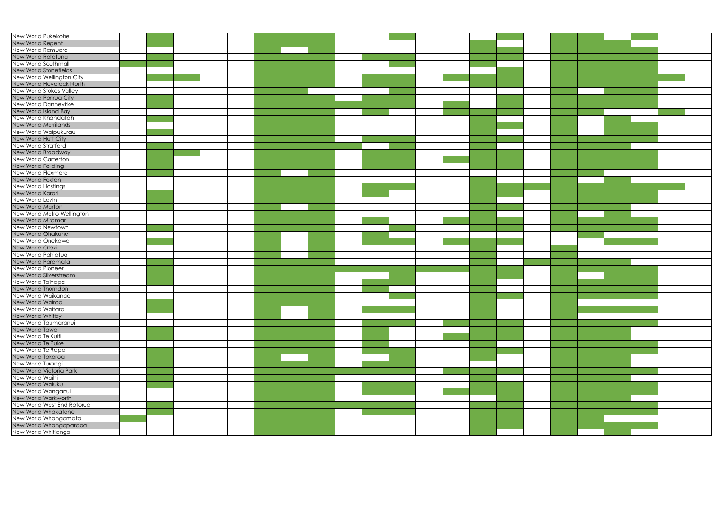| |
|---|
| New World Pukekohe |
| New World Regent |
| New World Remuera |
| New World Rototuna |
| New World Southmall |
| New World Stonefields |
| New World Wellington City |
| New World Havelock North |
| New World Stokes Valley |
| New World Porirua City |
| New World Dannevirke |
| New World Island Bay |
| New World Khandallah |
| New World Merrilands |
| New World Waipukurau |
| New World Hutt City |
| New World Stratford |
| New World Broadway |
| New World Carterton |
| New World Feilding |
| New World Flaxmere |
| New World Foxton |
| New World Hastings |
| New World Karori |
| New World Levin |
| New World Marton |
| New World Metro Wellington |
| New World Miramar |
| New World Newtown |
| New World Ohakune |
| New World Onekawa |
| New World Otaki |
| New World Pahiatua |
| New World Paremata |
| New World Pioneer |
| New World Silverstream |
| New World Taihape |
| New World Thorndon |
| New World Waikanae |
| New World Wairoa |
| New World Waitara |
| New World Whitby |
| New World Taumaranui |
| New World Tawa |
| New World Te Kuiti |
| New World Te Puke |
| New World Te Rapa |
| New World Tokoroa |
| New World Turangi |
| New World Victoria Park |
| New World Waihi |
| New World Waiuku |
| New World Wanganui |
| New World Warkworth |
| New World West End Rotorua |
| New World Whakatane |
| New World Whangamata |
| New World Whangaparaoa |
| New World Whitianga |